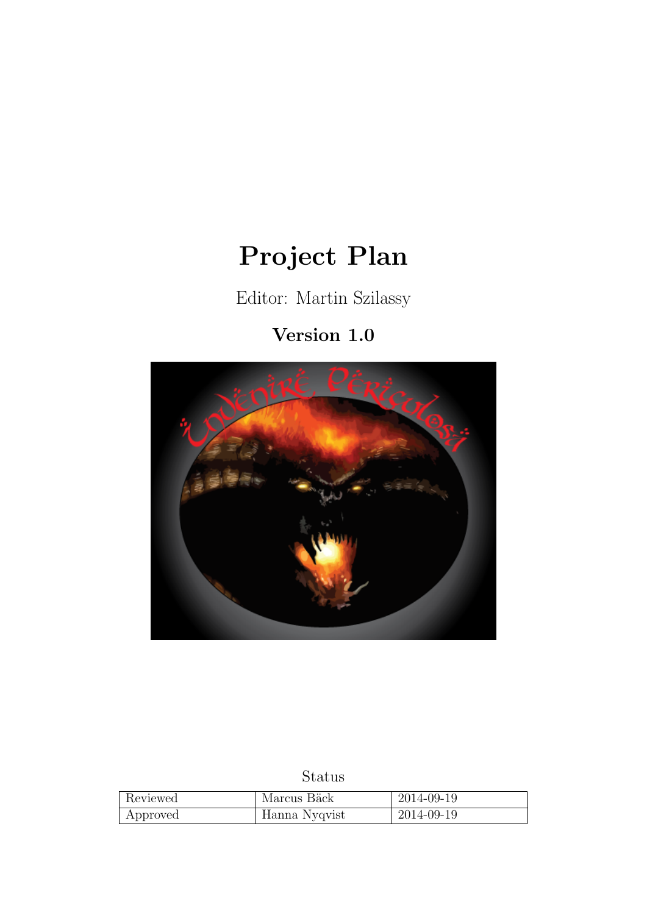# Project Plan

Editor: Martin Szilassy

**Version 1.0**

Status

| | | |
|---|---|---|
| Reviewed | Marcus Bäck | 2014-09-19 |
| Approved | Hanna Nyqvist | 2014-09-19 |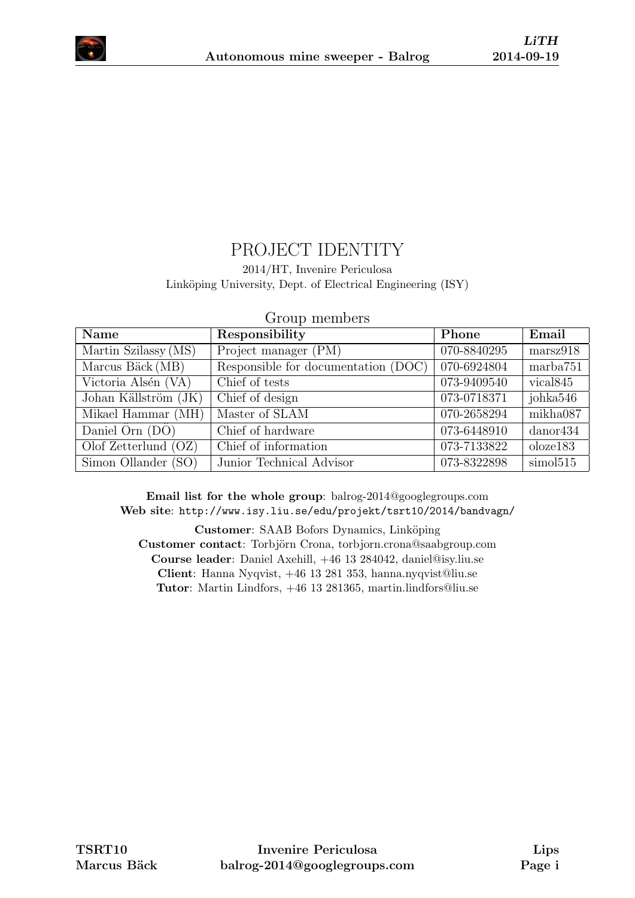# PROJECT IDENTITY

2014/HT, Invenire Periculosa
Linköping University, Dept. of Electrical Engineering (ISY)

## Group members

| Name | Responsibility | Phone | Email |
|---|---|---|---|
| Martin Szilassy (MS) | Project manager (PM) | 070-8840295 | marsz918 |
| Marcus Bäck (MB) | Responsible for documentation (DOC) | 070-6924804 | marba751 |
| Victoria Alsén (VA) | Chief of tests | 073-9409540 | vical845 |
| Johan Källström (JK) | Chief of design | 073-0718371 | johka546 |
| Mikael Hammar (MH) | Master of SLAM | 070-2658294 | mikha087 |
| Daniel Örn (DÖ) | Chief of hardware | 073-6448910 | danor434 |
| Olof Zetterlund (OZ) | Chief of information | 073-7133822 | oloze183 |
| Simon Ollander (SO) | Junior Technical Advisor | 073-8322898 | simol515 |

**Email list for the whole group**: balrog-2014@googlegroups.com
**Web site**: `http://www.isy.liu.se/edu/projekt/tsrt10/2014/bandvagn/`

**Customer**: SAAB Bofors Dynamics, Linköping
**Customer contact**: Torbjörn Crona, torbjorn.crona@saabgroup.com
**Course leader**: Daniel Axehill, +46 13 284042, daniel@isy.liu.se
**Client**: Hanna Nyqvist, +46 13 281 353, hanna.nyqvist@liu.se
**Tutor**: Martin Lindfors, +46 13 281365, martin.lindfors@liu.se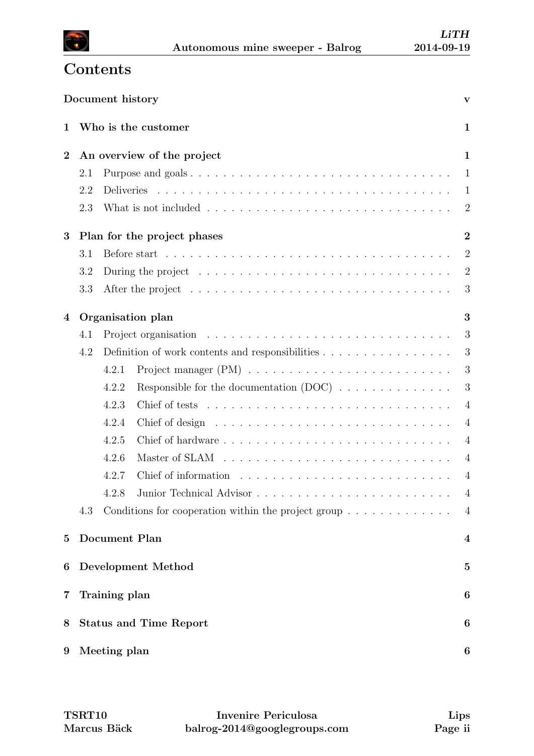# Contents

| | | |
|---|---|---|
| **Document history** | | **v** |
| **1** | **Who is the customer** | **1** |
| **2** | **An overview of the project** | **1** |
| 2.1 | Purpose and goals | 1 |
| 2.2 | Deliveries | 1 |
| 2.3 | What is not included | 2 |
| **3** | **Plan for the project phases** | **2** |
| 3.1 | Before start | 2 |
| 3.2 | During the project | 2 |
| 3.3 | After the project | 3 |
| **4** | **Organisation plan** | **3** |
| 4.1 | Project organisation | 3 |
| 4.2 | Definition of work contents and responsibilities | 3 |
| 4.2.1 | Project manager (PM) | 3 |
| 4.2.2 | Responsible for the documentation (DOC) | 3 |
| 4.2.3 | Chief of tests | 4 |
| 4.2.4 | Chief of design | 4 |
| 4.2.5 | Chief of hardware | 4 |
| 4.2.6 | Master of SLAM | 4 |
| 4.2.7 | Chief of information | 4 |
| 4.2.8 | Junior Technical Advisor | 4 |
| 4.3 | Conditions for cooperation within the project group | 4 |
| **5** | **Document Plan** | **4** |
| **6** | **Development Method** | **5** |
| **7** | **Training plan** | **6** |
| **8** | **Status and Time Report** | **6** |
| **9** | **Meeting plan** | **6** |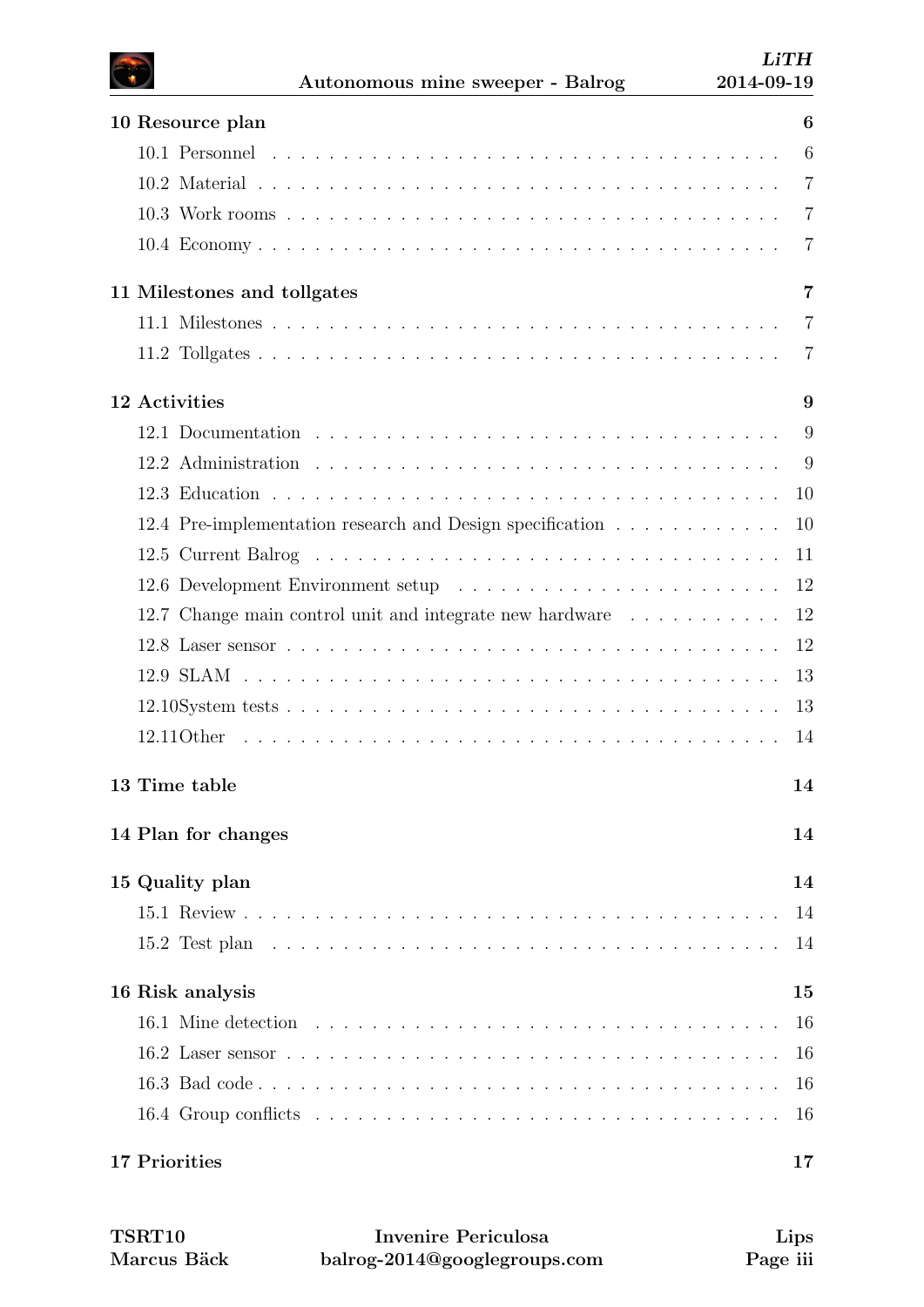**10 Resource plan** 6

- 10.1 Personnel . . . . . 6
- 10.2 Material . . . . . 7
- 10.3 Work rooms . . . . . 7
- 10.4 Economy . . . . . 7

**11 Milestones and tollgates** 7

- 11.1 Milestones . . . . . 7
- 11.2 Tollgates . . . . . 7

**12 Activities** 9

- 12.1 Documentation . . . . . 9
- 12.2 Administration . . . . . 9
- 12.3 Education . . . . . 10
- 12.4 Pre-implementation research and Design specification . . . . . 10
- 12.5 Current Balrog . . . . . 11
- 12.6 Development Environment setup . . . . . 12
- 12.7 Change main control unit and integrate new hardware . . . . . 12
- 12.8 Laser sensor . . . . . 12
- 12.9 SLAM . . . . . 13
- 12.10 System tests . . . . . 13
- 12.11 Other . . . . . 14

**13 Time table** 14

**14 Plan for changes** 14

**15 Quality plan** 14

- 15.1 Review . . . . . 14
- 15.2 Test plan . . . . . 14

**16 Risk analysis** 15

- 16.1 Mine detection . . . . . 16
- 16.2 Laser sensor . . . . . 16
- 16.3 Bad code . . . . . 16
- 16.4 Group conflicts . . . . . 16

**17 Priorities** 17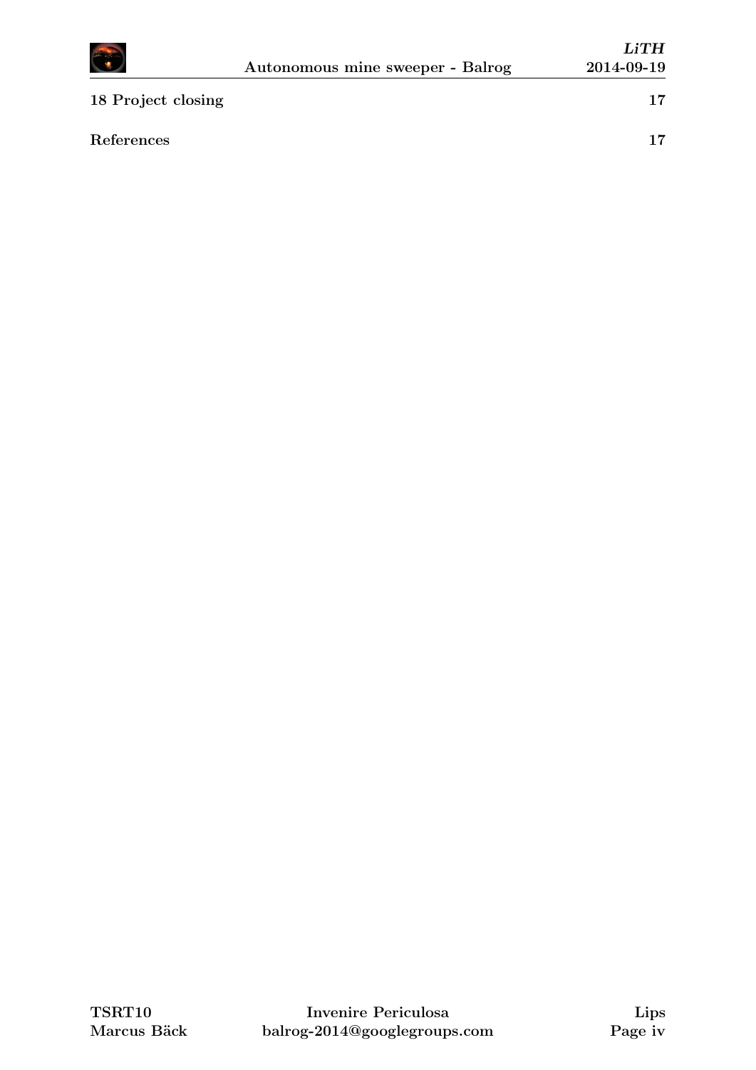**18 Project closing** 17

**References** 17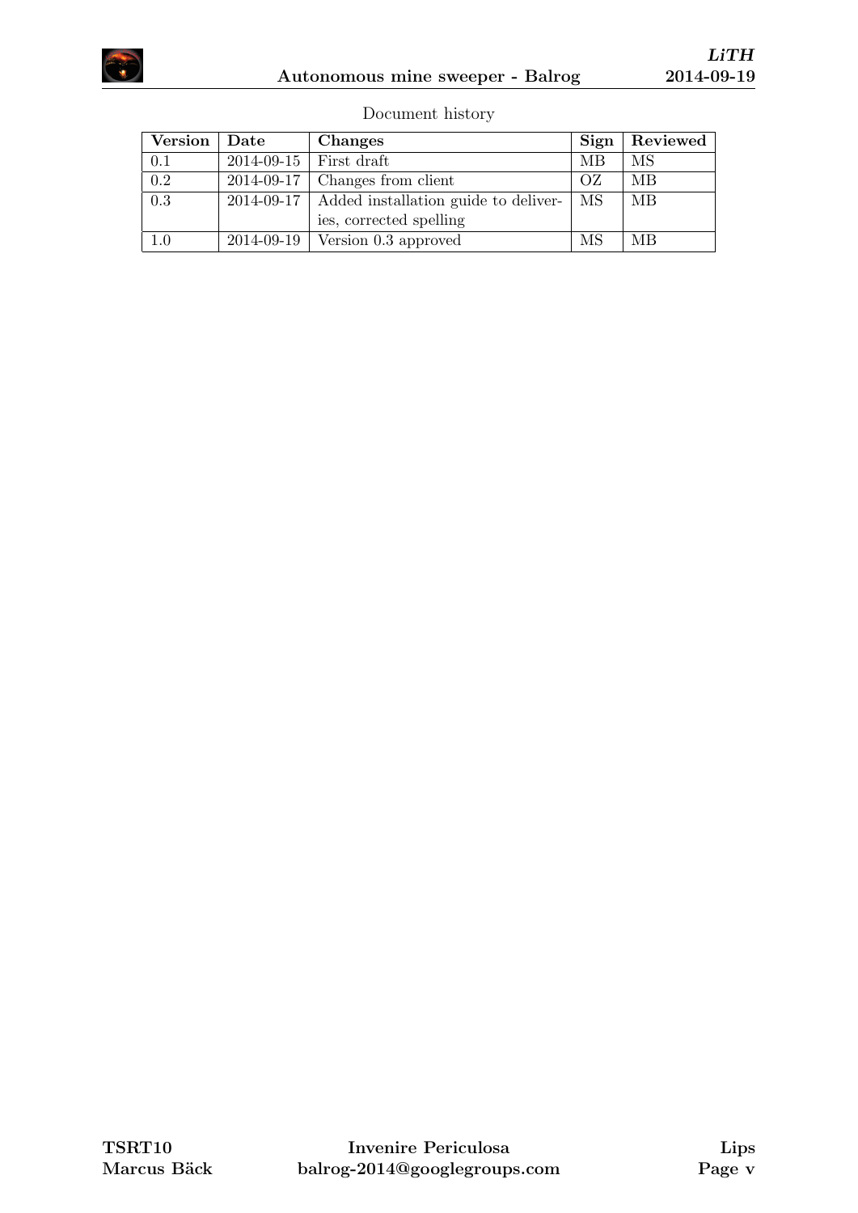Document history

| Version | Date | Changes | Sign | Reviewed |
|---|---|---|---|---|
| 0.1 | 2014-09-15 | First draft | MB | MS |
| 0.2 | 2014-09-17 | Changes from client | OZ | MB |
| 0.3 | 2014-09-17 | Added installation guide to deliveries, corrected spelling | MS | MB |
| 1.0 | 2014-09-19 | Version 0.3 approved | MS | MB |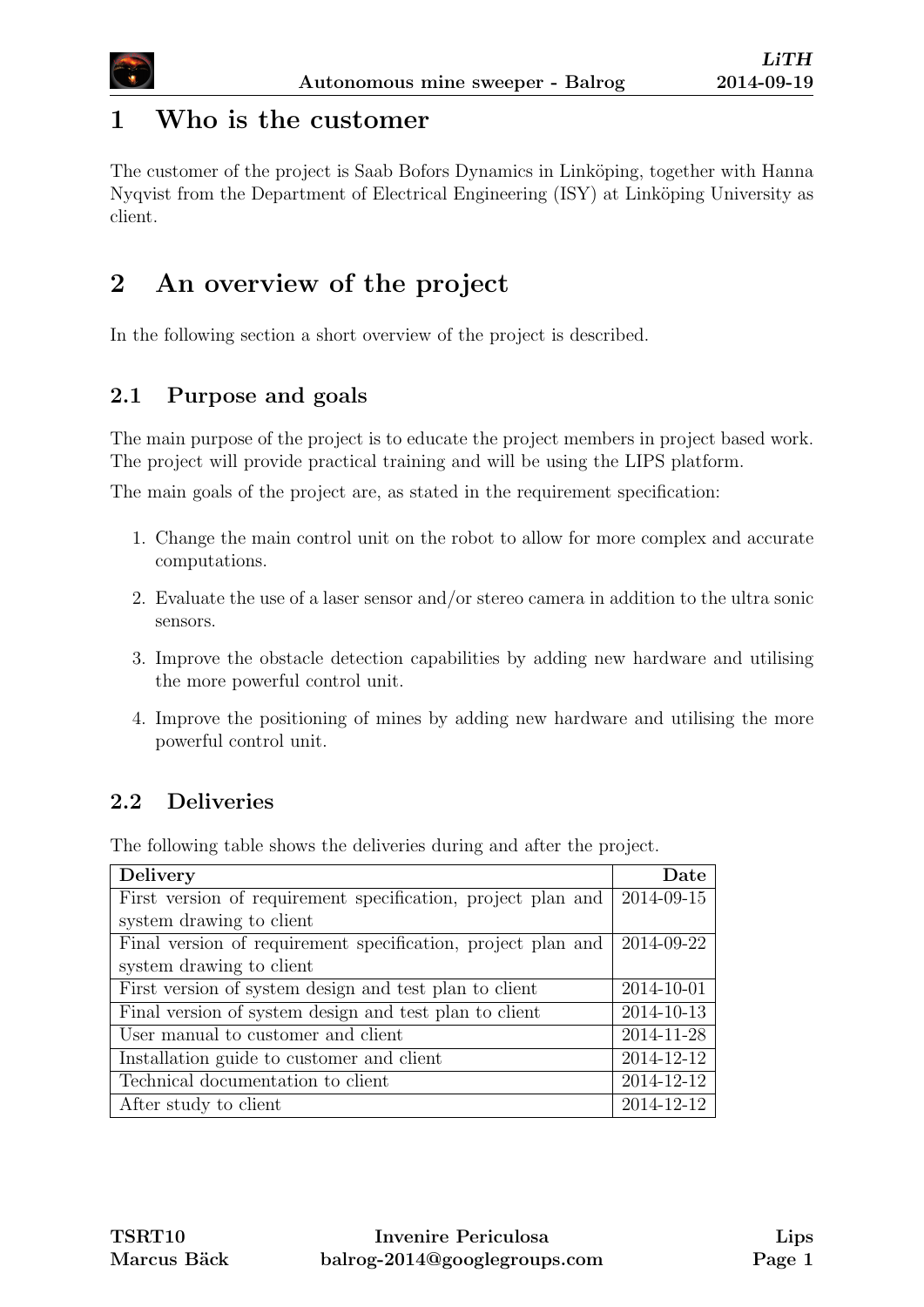# 1 Who is the customer

The customer of the project is Saab Bofors Dynamics in Linköping, together with Hanna Nyqvist from the Department of Electrical Engineering (ISY) at Linköping University as client.

# 2 An overview of the project

In the following section a short overview of the project is described.

## 2.1 Purpose and goals

The main purpose of the project is to educate the project members in project based work. The project will provide practical training and will be using the LIPS platform.

The main goals of the project are, as stated in the requirement specification:

1. Change the main control unit on the robot to allow for more complex and accurate computations.
2. Evaluate the use of a laser sensor and/or stereo camera in addition to the ultra sonic sensors.
3. Improve the obstacle detection capabilities by adding new hardware and utilising the more powerful control unit.
4. Improve the positioning of mines by adding new hardware and utilising the more powerful control unit.

## 2.2 Deliveries

The following table shows the deliveries during and after the project.

| Delivery | Date |
|---|---:|
| First version of requirement specification, project plan and system drawing to client | 2014-09-15 |
| Final version of requirement specification, project plan and system drawing to client | 2014-09-22 |
| First version of system design and test plan to client | 2014-10-01 |
| Final version of system design and test plan to client | 2014-10-13 |
| User manual to customer and client | 2014-11-28 |
| Installation guide to customer and client | 2014-12-12 |
| Technical documentation to client | 2014-12-12 |
| After study to client | 2014-12-12 |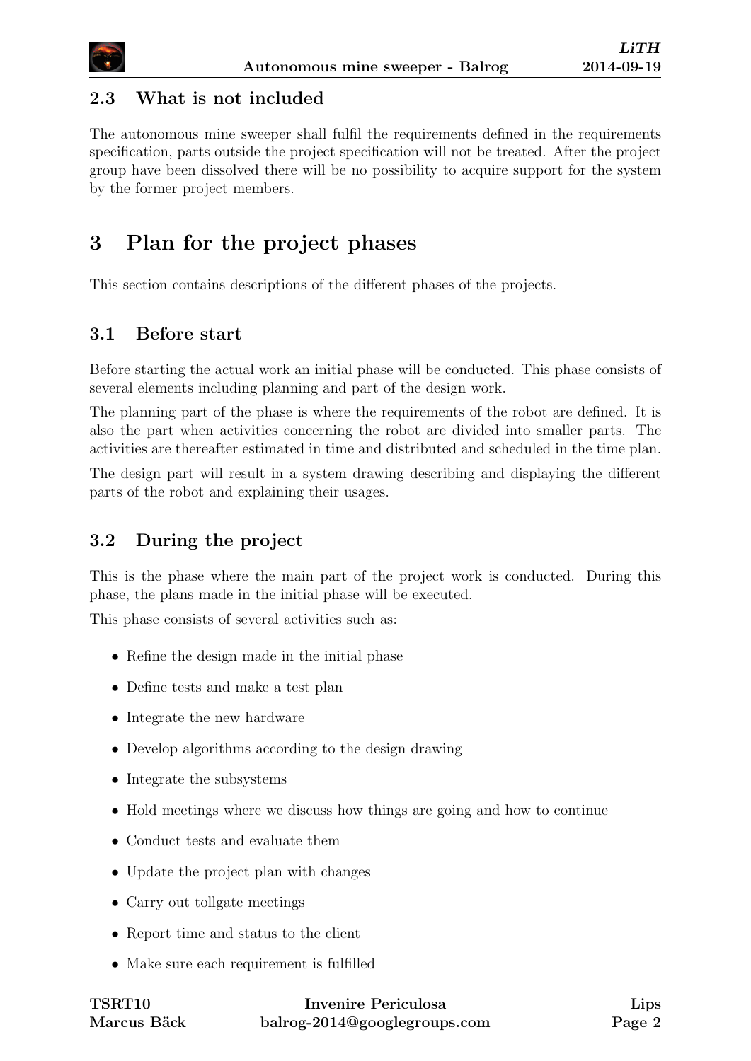## 2.3 What is not included

The autonomous mine sweeper shall fulfil the requirements defined in the requirements specification, parts outside the project specification will not be treated. After the project group have been dissolved there will be no possibility to acquire support for the system by the former project members.

# 3 Plan for the project phases

This section contains descriptions of the different phases of the projects.

## 3.1 Before start

Before starting the actual work an initial phase will be conducted. This phase consists of several elements including planning and part of the design work.

The planning part of the phase is where the requirements of the robot are defined. It is also the part when activities concerning the robot are divided into smaller parts. The activities are thereafter estimated in time and distributed and scheduled in the time plan.

The design part will result in a system drawing describing and displaying the different parts of the robot and explaining their usages.

## 3.2 During the project

This is the phase where the main part of the project work is conducted. During this phase, the plans made in the initial phase will be executed.

This phase consists of several activities such as:

- Refine the design made in the initial phase
- Define tests and make a test plan
- Integrate the new hardware
- Develop algorithms according to the design drawing
- Integrate the subsystems
- Hold meetings where we discuss how things are going and how to continue
- Conduct tests and evaluate them
- Update the project plan with changes
- Carry out tollgate meetings
- Report time and status to the client
- Make sure each requirement is fulfilled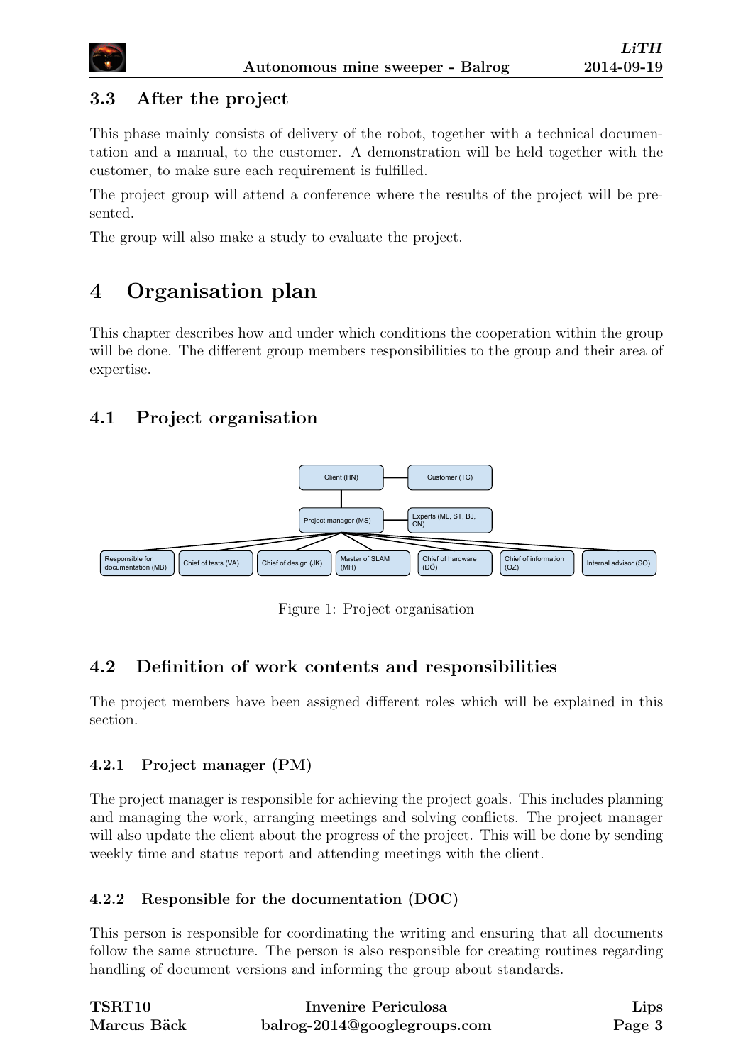### 3.3 After the project

This phase mainly consists of delivery of the robot, together with a technical documentation and a manual, to the customer. A demonstration will be held together with the customer, to make sure each requirement is fulfilled.

The project group will attend a conference where the results of the project will be presented.

The group will also make a study to evaluate the project.

# 4 Organisation plan

This chapter describes how and under which conditions the cooperation within the group will be done. The different group members responsibilities to the group and their area of expertise.

## 4.1 Project organisation

Client (HN) — Customer (TC)

Project manager (MS) — Experts (ML, ST, BJ, CN)

Responsible for documentation (MB) | Chief of tests (VA) | Chief of design (JK) | Master of SLAM (MH) | Chief of hardware (DÖ) | Chief of information (OZ) | Internal advisor (SO)

Figure 1: Project organisation

## 4.2 Definition of work contents and responsibilities

The project members have been assigned different roles which will be explained in this section.

### 4.2.1 Project manager (PM)

The project manager is responsible for achieving the project goals. This includes planning and managing the work, arranging meetings and solving conflicts. The project manager will also update the client about the progress of the project. This will be done by sending weekly time and status report and attending meetings with the client.

### 4.2.2 Responsible for the documentation (DOC)

This person is responsible for coordinating the writing and ensuring that all documents follow the same structure. The person is also responsible for creating routines regarding handling of document versions and informing the group about standards.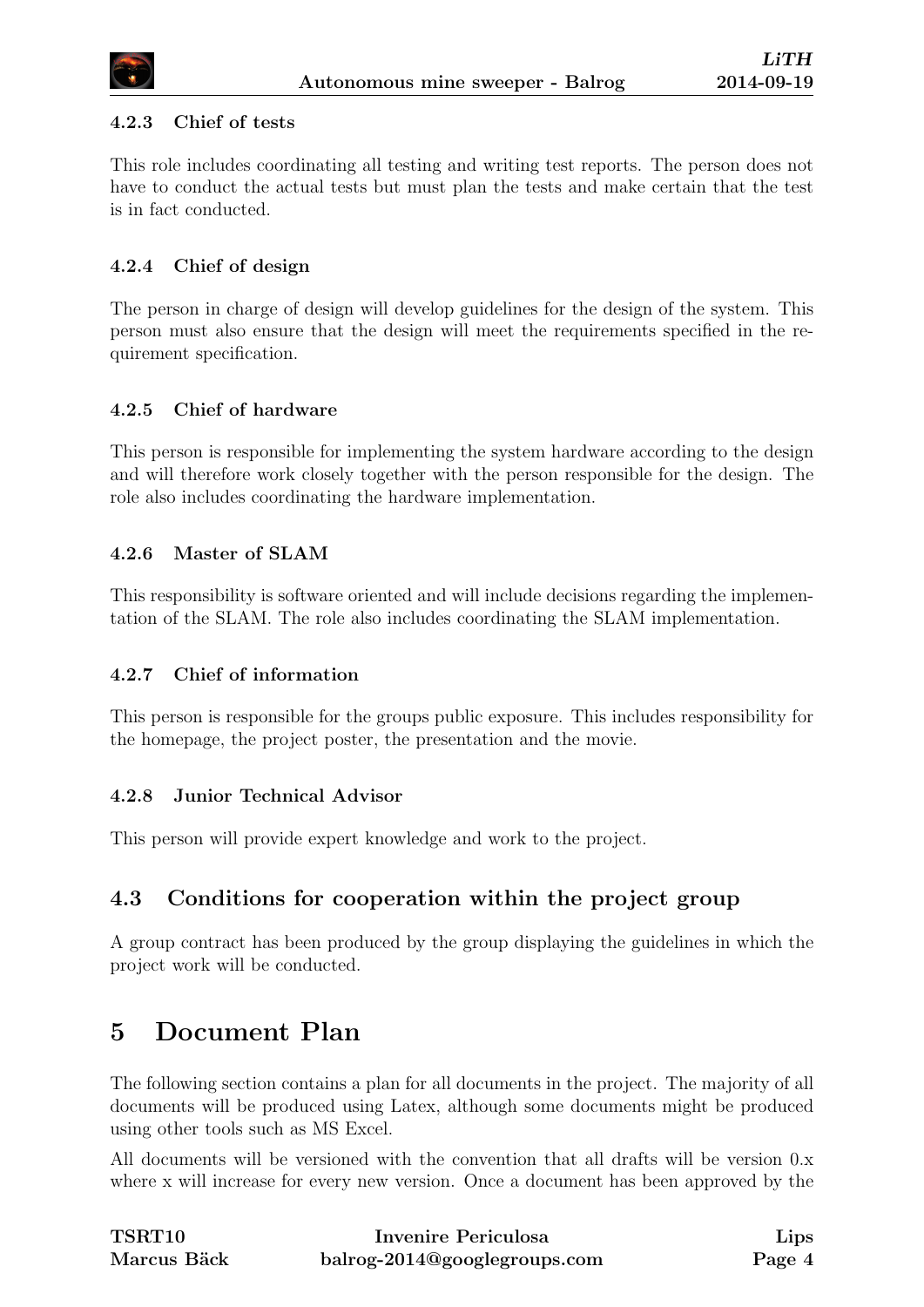#### 4.2.3 Chief of tests

This role includes coordinating all testing and writing test reports. The person does not have to conduct the actual tests but must plan the tests and make certain that the test is in fact conducted.

#### 4.2.4 Chief of design

The person in charge of design will develop guidelines for the design of the system. This person must also ensure that the design will meet the requirements specified in the requirement specification.

#### 4.2.5 Chief of hardware

This person is responsible for implementing the system hardware according to the design and will therefore work closely together with the person responsible for the design. The role also includes coordinating the hardware implementation.

#### 4.2.6 Master of SLAM

This responsibility is software oriented and will include decisions regarding the implementation of the SLAM. The role also includes coordinating the SLAM implementation.

#### 4.2.7 Chief of information

This person is responsible for the groups public exposure. This includes responsibility for the homepage, the project poster, the presentation and the movie.

#### 4.2.8 Junior Technical Advisor

This person will provide expert knowledge and work to the project.

### 4.3 Conditions for cooperation within the project group

A group contract has been produced by the group displaying the guidelines in which the project work will be conducted.

## 5 Document Plan

The following section contains a plan for all documents in the project. The majority of all documents will be produced using Latex, although some documents might be produced using other tools such as MS Excel.

All documents will be versioned with the convention that all drafts will be version 0.x where x will increase for every new version. Once a document has been approved by the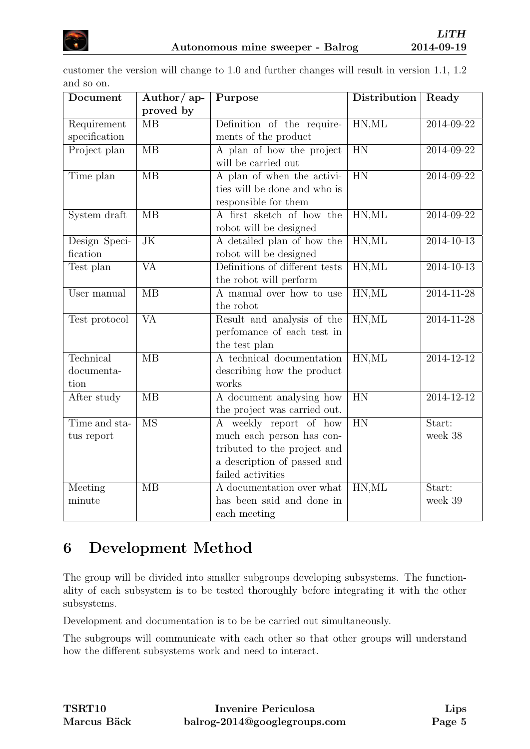customer the version will change to 1.0 and further changes will result in version 1.1, 1.2 and so on.

| Document | Author/ approved by | Purpose | Distribution | Ready |
|---|---|---|---|---|
| Requirement specification | MB | Definition of the requirements of the product | HN,ML | 2014-09-22 |
| Project plan | MB | A plan of how the project will be carried out | HN | 2014-09-22 |
| Time plan | MB | A plan of when the activities will be done and who is responsible for them | HN | 2014-09-22 |
| System draft | MB | A first sketch of how the robot will be designed | HN,ML | 2014-09-22 |
| Design Specification | JK | A detailed plan of how the robot will be designed | HN,ML | 2014-10-13 |
| Test plan | VA | Definitions of different tests the robot will perform | HN,ML | 2014-10-13 |
| User manual | MB | A manual over how to use the robot | HN,ML | 2014-11-28 |
| Test protocol | VA | Result and analysis of the perfomance of each test in the test plan | HN,ML | 2014-11-28 |
| Technical documentation | MB | A technical documentation describing how the product works | HN,ML | 2014-12-12 |
| After study | MB | A document analysing how the project was carried out. | HN | 2014-12-12 |
| Time and status report | MS | A weekly report of how much each person has contributed to the project and a description of passed and failed activities | HN | Start: week 38 |
| Meeting minute | MB | A documentation over what has been said and done in each meeting | HN,ML | Start: week 39 |

# 6 Development Method

The group will be divided into smaller subgroups developing subsystems. The functionality of each subsystem is to be tested thoroughly before integrating it with the other subsystems.

Development and documentation is to be be carried out simultaneously.

The subgroups will communicate with each other so that other groups will understand how the different subsystems work and need to interact.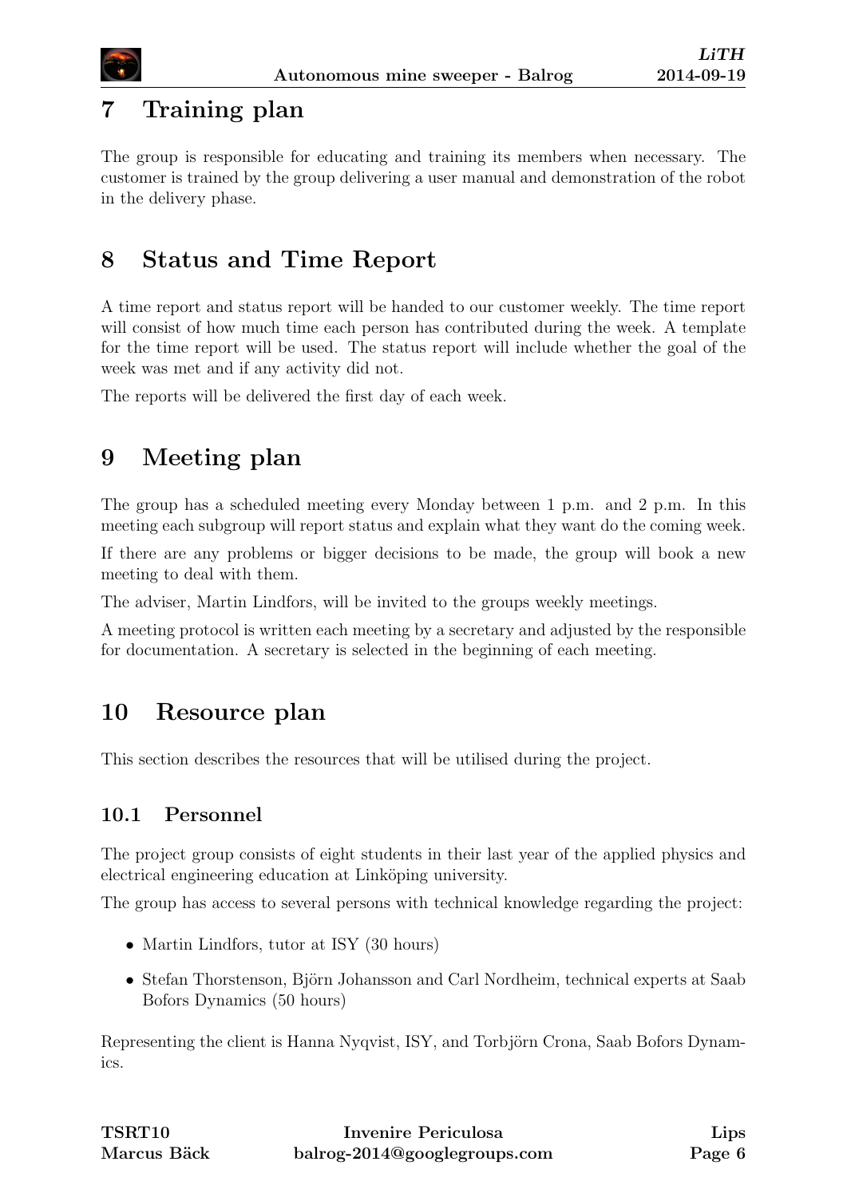# 7 Training plan

The group is responsible for educating and training its members when necessary. The customer is trained by the group delivering a user manual and demonstration of the robot in the delivery phase.

# 8 Status and Time Report

A time report and status report will be handed to our customer weekly. The time report will consist of how much time each person has contributed during the week. A template for the time report will be used. The status report will include whether the goal of the week was met and if any activity did not.

The reports will be delivered the first day of each week.

# 9 Meeting plan

The group has a scheduled meeting every Monday between 1 p.m. and 2 p.m. In this meeting each subgroup will report status and explain what they want do the coming week.

If there are any problems or bigger decisions to be made, the group will book a new meeting to deal with them.

The adviser, Martin Lindfors, will be invited to the groups weekly meetings.

A meeting protocol is written each meeting by a secretary and adjusted by the responsible for documentation. A secretary is selected in the beginning of each meeting.

# 10 Resource plan

This section describes the resources that will be utilised during the project.

## 10.1 Personnel

The project group consists of eight students in their last year of the applied physics and electrical engineering education at Linköping university.

The group has access to several persons with technical knowledge regarding the project:

- Martin Lindfors, tutor at ISY (30 hours)
- Stefan Thorstenson, Björn Johansson and Carl Nordheim, technical experts at Saab Bofors Dynamics (50 hours)

Representing the client is Hanna Nyqvist, ISY, and Torbjörn Crona, Saab Bofors Dynamics.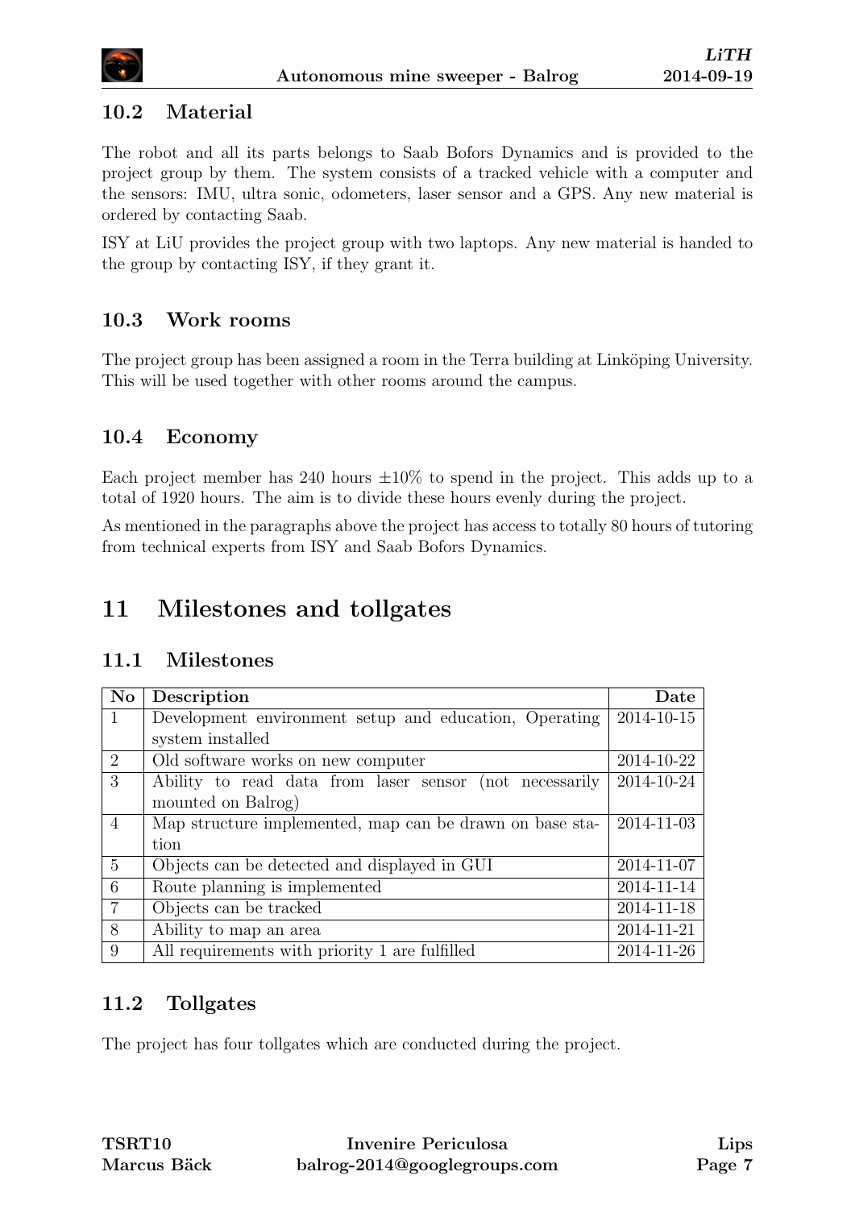## 10.2 Material

The robot and all its parts belongs to Saab Bofors Dynamics and is provided to the project group by them. The system consists of a tracked vehicle with a computer and the sensors: IMU, ultra sonic, odometers, laser sensor and a GPS. Any new material is ordered by contacting Saab.

ISY at LiU provides the project group with two laptops. Any new material is handed to the group by contacting ISY, if they grant it.

## 10.3 Work rooms

The project group has been assigned a room in the Terra building at Linköping University. This will be used together with other rooms around the campus.

## 10.4 Economy

Each project member has 240 hours $\pm 10\%$ to spend in the project. This adds up to a total of 1920 hours. The aim is to divide these hours evenly during the project.

As mentioned in the paragraphs above the project has access to totally 80 hours of tutoring from technical experts from ISY and Saab Bofors Dynamics.

# 11 Milestones and tollgates

## 11.1 Milestones

| No | Description | Date |
|---|---|---|
| 1 | Development environment setup and education, Operating system installed | 2014-10-15 |
| 2 | Old software works on new computer | 2014-10-22 |
| 3 | Ability to read data from laser sensor (not necessarily mounted on Balrog) | 2014-10-24 |
| 4 | Map structure implemented, map can be drawn on base station | 2014-11-03 |
| 5 | Objects can be detected and displayed in GUI | 2014-11-07 |
| 6 | Route planning is implemented | 2014-11-14 |
| 7 | Objects can be tracked | 2014-11-18 |
| 8 | Ability to map an area | 2014-11-21 |
| 9 | All requirements with priority 1 are fulfilled | 2014-11-26 |

## 11.2 Tollgates

The project has four tollgates which are conducted during the project.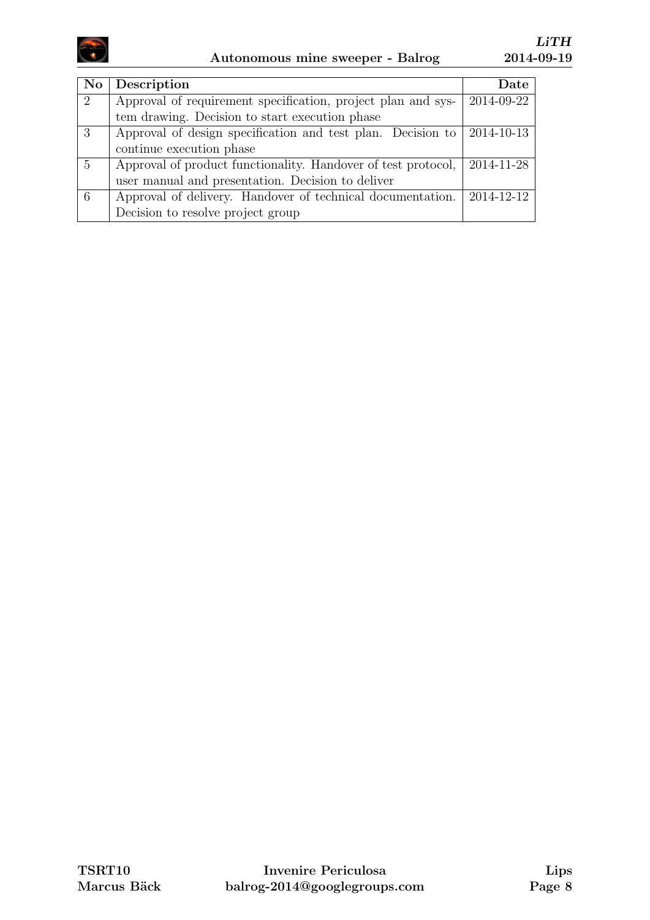| No | Description | Date |
|---|---|---|
| 2 | Approval of requirement specification, project plan and system drawing. Decision to start execution phase | 2014-09-22 |
| 3 | Approval of design specification and test plan. Decision to continue execution phase | 2014-10-13 |
| 5 | Approval of product functionality. Handover of test protocol, user manual and presentation. Decision to deliver | 2014-11-28 |
| 6 | Approval of delivery. Handover of technical documentation. Decision to resolve project group | 2014-12-12 |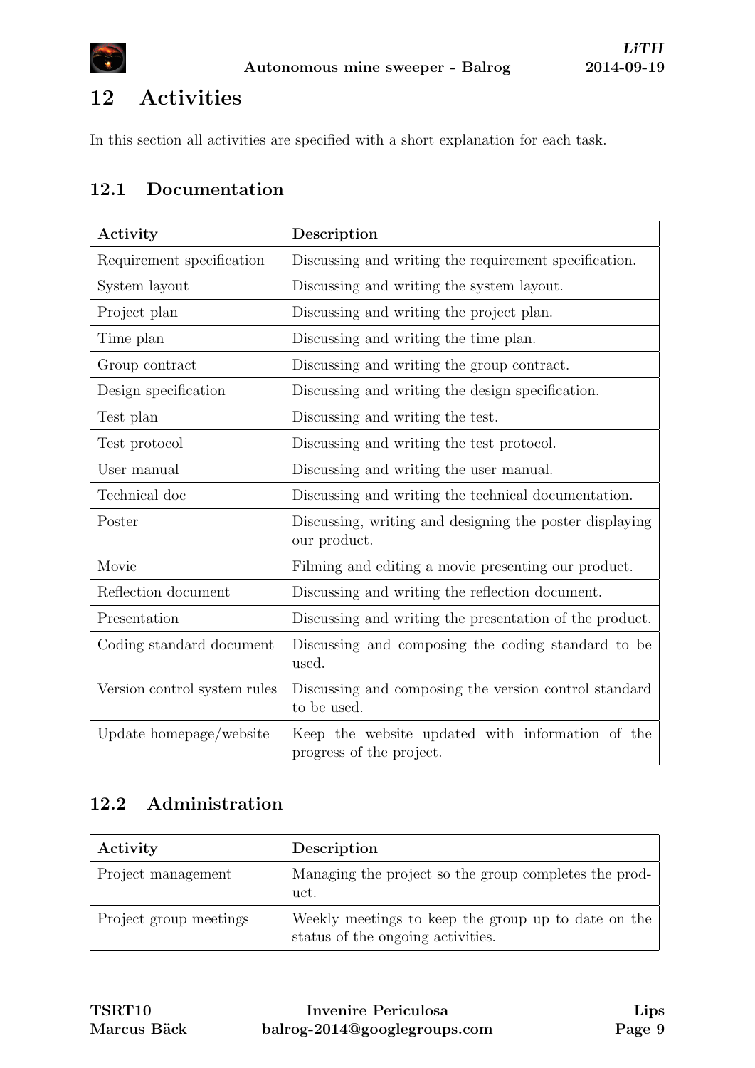# 12 Activities

In this section all activities are specified with a short explanation for each task.

## 12.1 Documentation

| Activity | Description |
|---|---|
| Requirement specification | Discussing and writing the requirement specification. |
| System layout | Discussing and writing the system layout. |
| Project plan | Discussing and writing the project plan. |
| Time plan | Discussing and writing the time plan. |
| Group contract | Discussing and writing the group contract. |
| Design specification | Discussing and writing the design specification. |
| Test plan | Discussing and writing the test. |
| Test protocol | Discussing and writing the test protocol. |
| User manual | Discussing and writing the user manual. |
| Technical doc | Discussing and writing the technical documentation. |
| Poster | Discussing, writing and designing the poster displaying our product. |
| Movie | Filming and editing a movie presenting our product. |
| Reflection document | Discussing and writing the reflection document. |
| Presentation | Discussing and writing the presentation of the product. |
| Coding standard document | Discussing and composing the coding standard to be used. |
| Version control system rules | Discussing and composing the version control standard to be used. |
| Update homepage/website | Keep the website updated with information of the progress of the project. |

## 12.2 Administration

| Activity | Description |
|---|---|
| Project management | Managing the project so the group completes the product. |
| Project group meetings | Weekly meetings to keep the group up to date on the status of the ongoing activities. |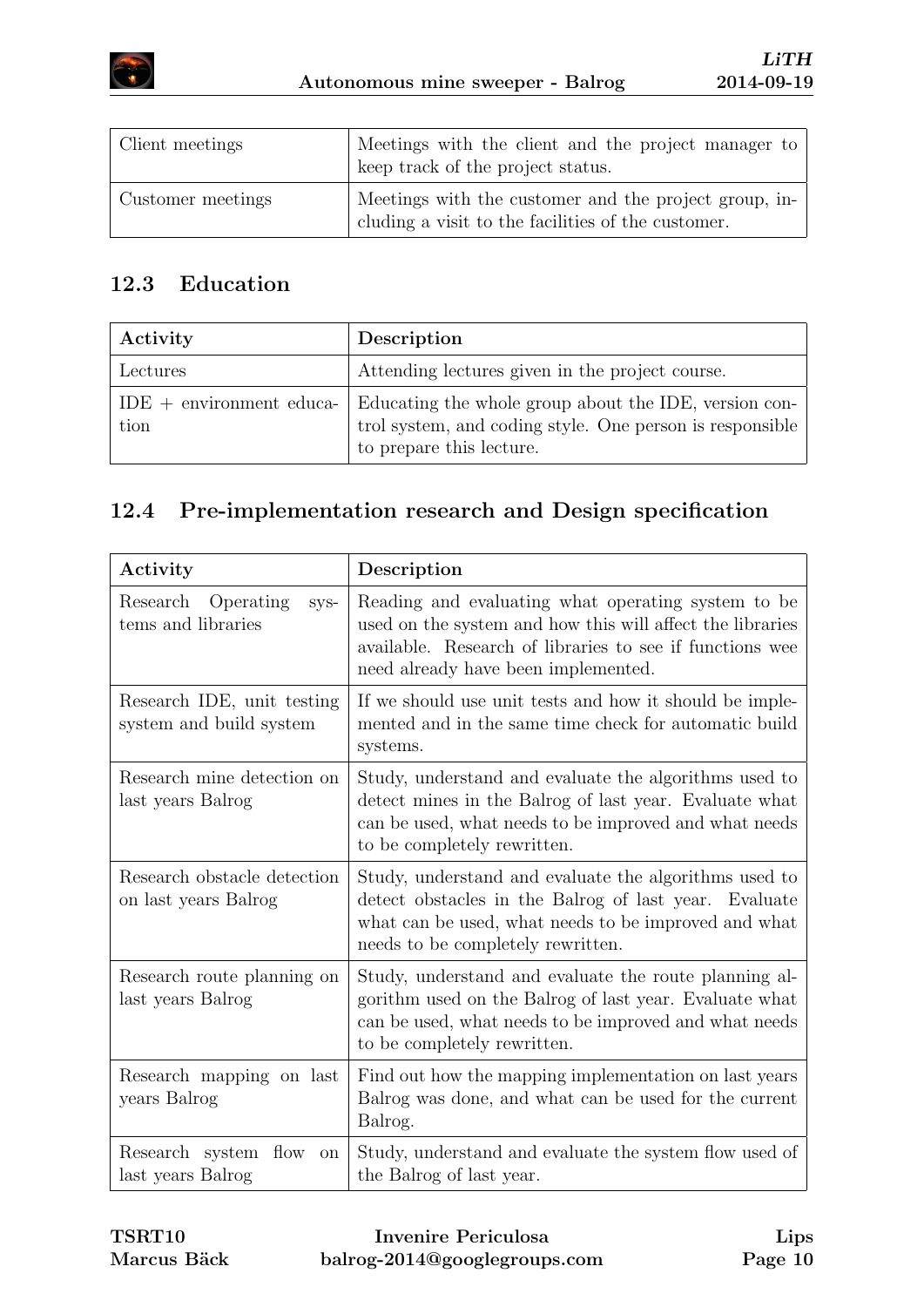| | |
|---|---|
| Client meetings | Meetings with the client and the project manager to keep track of the project status. |
| Customer meetings | Meetings with the customer and the project group, including a visit to the facilities of the customer. |

## 12.3 Education

| Activity | Description |
|---|---|
| Lectures | Attending lectures given in the project course. |
| IDE + environment education | Educating the whole group about the IDE, version control system, and coding style. One person is responsible to prepare this lecture. |

## 12.4 Pre-implementation research and Design specification

| Activity | Description |
|---|---|
| Research Operating systems and libraries | Reading and evaluating what operating system to be used on the system and how this will affect the libraries available. Research of libraries to see if functions wee need already have been implemented. |
| Research IDE, unit testing system and build system | If we should use unit tests and how it should be implemented and in the same time check for automatic build systems. |
| Research mine detection on last years Balrog | Study, understand and evaluate the algorithms used to detect mines in the Balrog of last year. Evaluate what can be used, what needs to be improved and what needs to be completely rewritten. |
| Research obstacle detection on last years Balrog | Study, understand and evaluate the algorithms used to detect obstacles in the Balrog of last year. Evaluate what can be used, what needs to be improved and what needs to be completely rewritten. |
| Research route planning on last years Balrog | Study, understand and evaluate the route planning algorithm used on the Balrog of last year. Evaluate what can be used, what needs to be improved and what needs to be completely rewritten. |
| Research mapping on last years Balrog | Find out how the mapping implementation on last years Balrog was done, and what can be used for the current Balrog. |
| Research system flow on last years Balrog | Study, understand and evaluate the system flow used of the Balrog of last year. |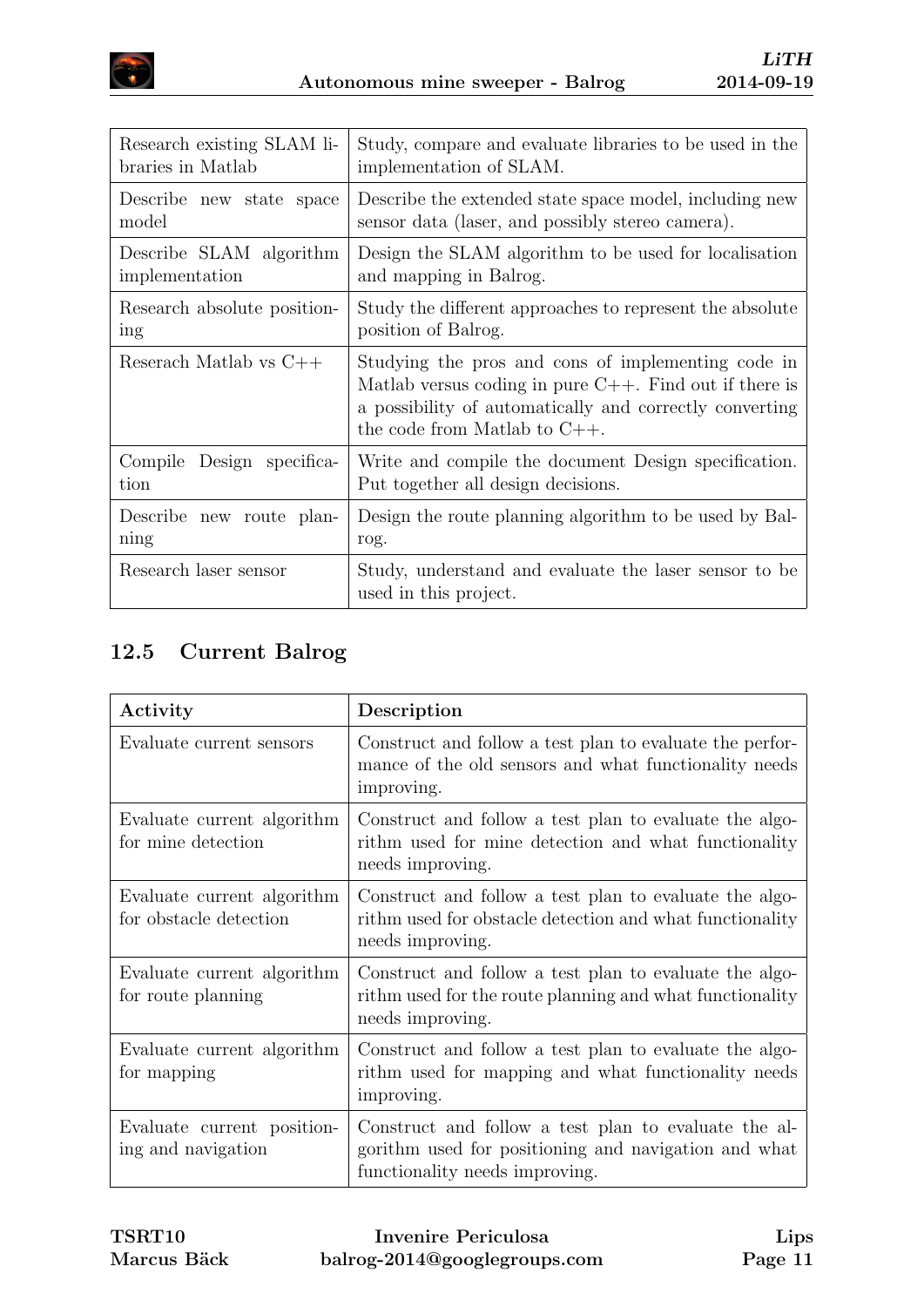| | |
|---|---|
| Research existing SLAM libraries in Matlab | Study, compare and evaluate libraries to be used in the implementation of SLAM. |
| Describe new state space model | Describe the extended state space model, including new sensor data (laser, and possibly stereo camera). |
| Describe SLAM algorithm implementation | Design the SLAM algorithm to be used for localisation and mapping in Balrog. |
| Research absolute positioning | Study the different approaches to represent the absolute position of Balrog. |
| Reserach Matlab vs C++ | Studying the pros and cons of implementing code in Matlab versus coding in pure C++. Find out if there is a possibility of automatically and correctly converting the code from Matlab to C++. |
| Compile Design specification | Write and compile the document Design specification. Put together all design decisions. |
| Describe new route planning | Design the route planning algorithm to be used by Balrog. |
| Research laser sensor | Study, understand and evaluate the laser sensor to be used in this project. |

## 12.5 Current Balrog

| Activity | Description |
|---|---|
| Evaluate current sensors | Construct and follow a test plan to evaluate the performance of the old sensors and what functionality needs improving. |
| Evaluate current algorithm for mine detection | Construct and follow a test plan to evaluate the algorithm used for mine detection and what functionality needs improving. |
| Evaluate current algorithm for obstacle detection | Construct and follow a test plan to evaluate the algorithm used for obstacle detection and what functionality needs improving. |
| Evaluate current algorithm for route planning | Construct and follow a test plan to evaluate the algorithm used for the route planning and what functionality needs improving. |
| Evaluate current algorithm for mapping | Construct and follow a test plan to evaluate the algorithm used for mapping and what functionality needs improving. |
| Evaluate current positioning and navigation | Construct and follow a test plan to evaluate the algorithm used for positioning and navigation and what functionality needs improving. |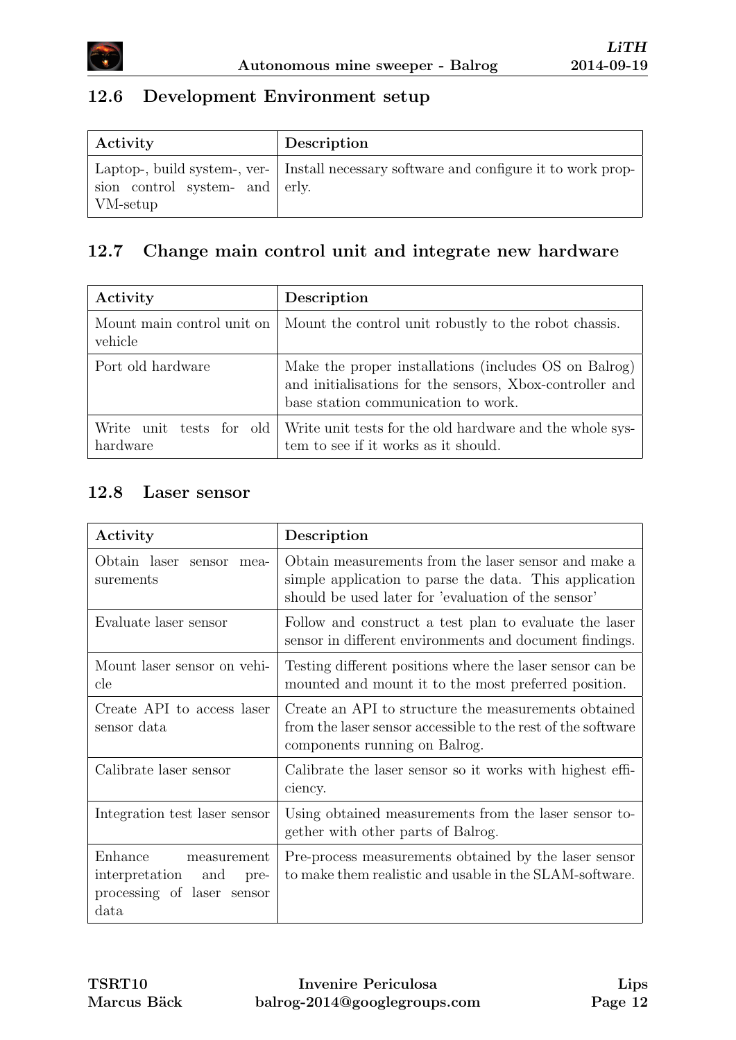## 12.6 Development Environment setup

| Activity | Description |
|---|---|
| Laptop-, build system-, version control system- and VM-setup | Install necessary software and configure it to work properly. |

## 12.7 Change main control unit and integrate new hardware

| Activity | Description |
|---|---|
| Mount main control unit on vehicle | Mount the control unit robustly to the robot chassis. |
| Port old hardware | Make the proper installations (includes OS on Balrog) and initialisations for the sensors, Xbox-controller and base station communication to work. |
| Write unit tests for old hardware | Write unit tests for the old hardware and the whole system to see if it works as it should. |

## 12.8 Laser sensor

| Activity | Description |
|---|---|
| Obtain laser sensor measurements | Obtain measurements from the laser sensor and make a simple application to parse the data. This application should be used later for 'evaluation of the sensor' |
| Evaluate laser sensor | Follow and construct a test plan to evaluate the laser sensor in different environments and document findings. |
| Mount laser sensor on vehicle | Testing different positions where the laser sensor can be mounted and mount it to the most preferred position. |
| Create API to access laser sensor data | Create an API to structure the measurements obtained from the laser sensor accessible to the rest of the software components running on Balrog. |
| Calibrate laser sensor | Calibrate the laser sensor so it works with highest efficiency. |
| Integration test laser sensor | Using obtained measurements from the laser sensor together with other parts of Balrog. |
| Enhance measurement interpretation and preprocessing of laser sensor data | Pre-process measurements obtained by the laser sensor to make them realistic and usable in the SLAM-software. |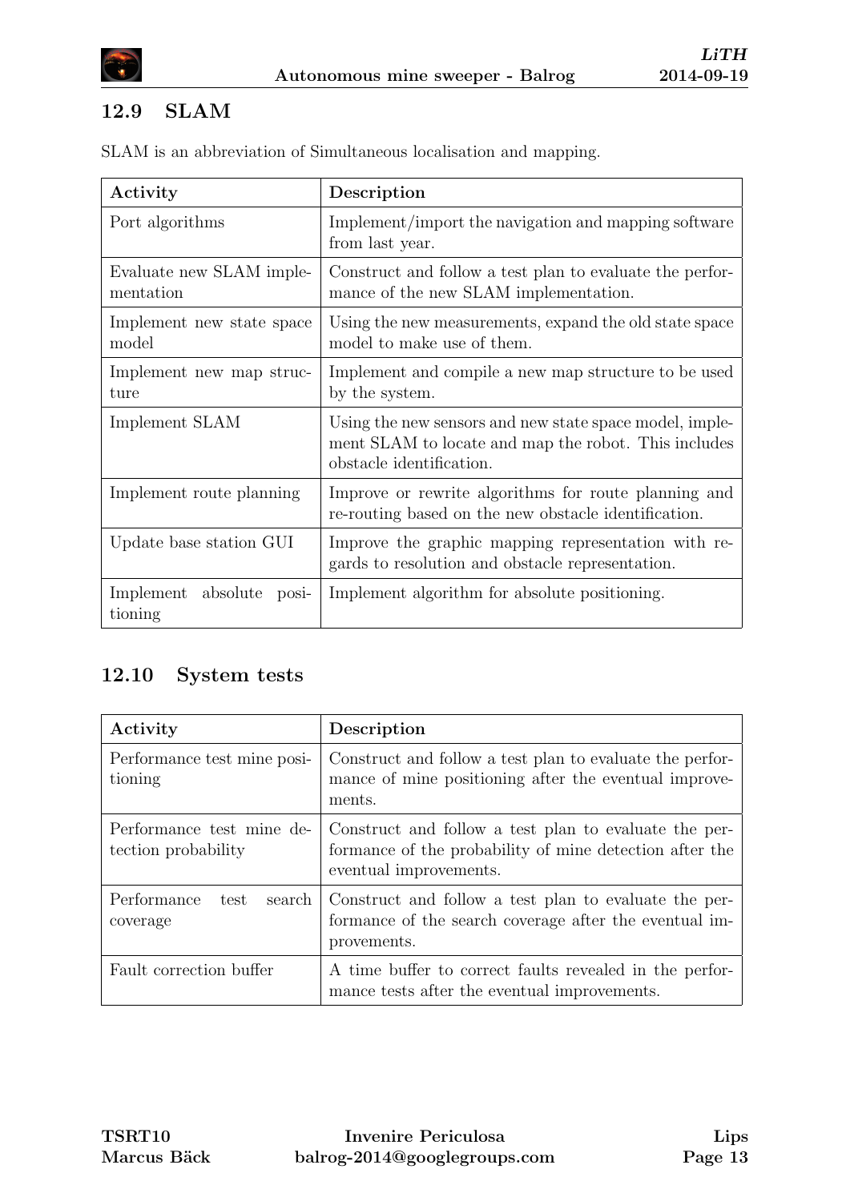## 12.9 SLAM

SLAM is an abbreviation of Simultaneous localisation and mapping.

| Activity | Description |
|---|---|
| Port algorithms | Implement/import the navigation and mapping software from last year. |
| Evaluate new SLAM implementation | Construct and follow a test plan to evaluate the performance of the new SLAM implementation. |
| Implement new state space model | Using the new measurements, expand the old state space model to make use of them. |
| Implement new map structure | Implement and compile a new map structure to be used by the system. |
| Implement SLAM | Using the new sensors and new state space model, implement SLAM to locate and map the robot. This includes obstacle identification. |
| Implement route planning | Improve or rewrite algorithms for route planning and re-routing based on the new obstacle identification. |
| Update base station GUI | Improve the graphic mapping representation with regards to resolution and obstacle representation. |
| Implement absolute positioning | Implement algorithm for absolute positioning. |

## 12.10 System tests

| Activity | Description |
|---|---|
| Performance test mine positioning | Construct and follow a test plan to evaluate the performance of mine positioning after the eventual improvements. |
| Performance test mine detection probability | Construct and follow a test plan to evaluate the performance of the probability of mine detection after the eventual improvements. |
| Performance test search coverage | Construct and follow a test plan to evaluate the performance of the search coverage after the eventual improvements. |
| Fault correction buffer | A time buffer to correct faults revealed in the performance tests after the eventual improvements. |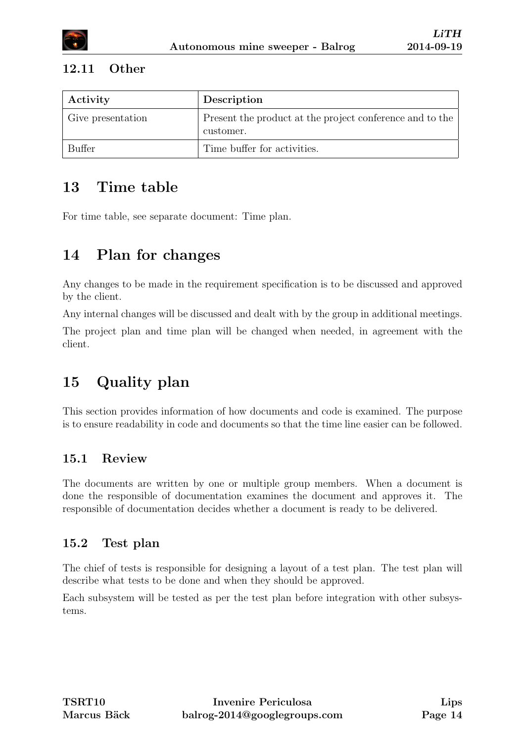### 12.11 Other

| Activity | Description |
|---|---|
| Give presentation | Present the product at the project conference and to the customer. |
| Buffer | Time buffer for activities. |

## 13 Time table

For time table, see separate document: Time plan.

## 14 Plan for changes

Any changes to be made in the requirement specification is to be discussed and approved by the client.

Any internal changes will be discussed and dealt with by the group in additional meetings.

The project plan and time plan will be changed when needed, in agreement with the client.

## 15 Quality plan

This section provides information of how documents and code is examined. The purpose is to ensure readability in code and documents so that the time line easier can be followed.

### 15.1 Review

The documents are written by one or multiple group members. When a document is done the responsible of documentation examines the document and approves it. The responsible of documentation decides whether a document is ready to be delivered.

### 15.2 Test plan

The chief of tests is responsible for designing a layout of a test plan. The test plan will describe what tests to be done and when they should be approved.

Each subsystem will be tested as per the test plan before integration with other subsystems.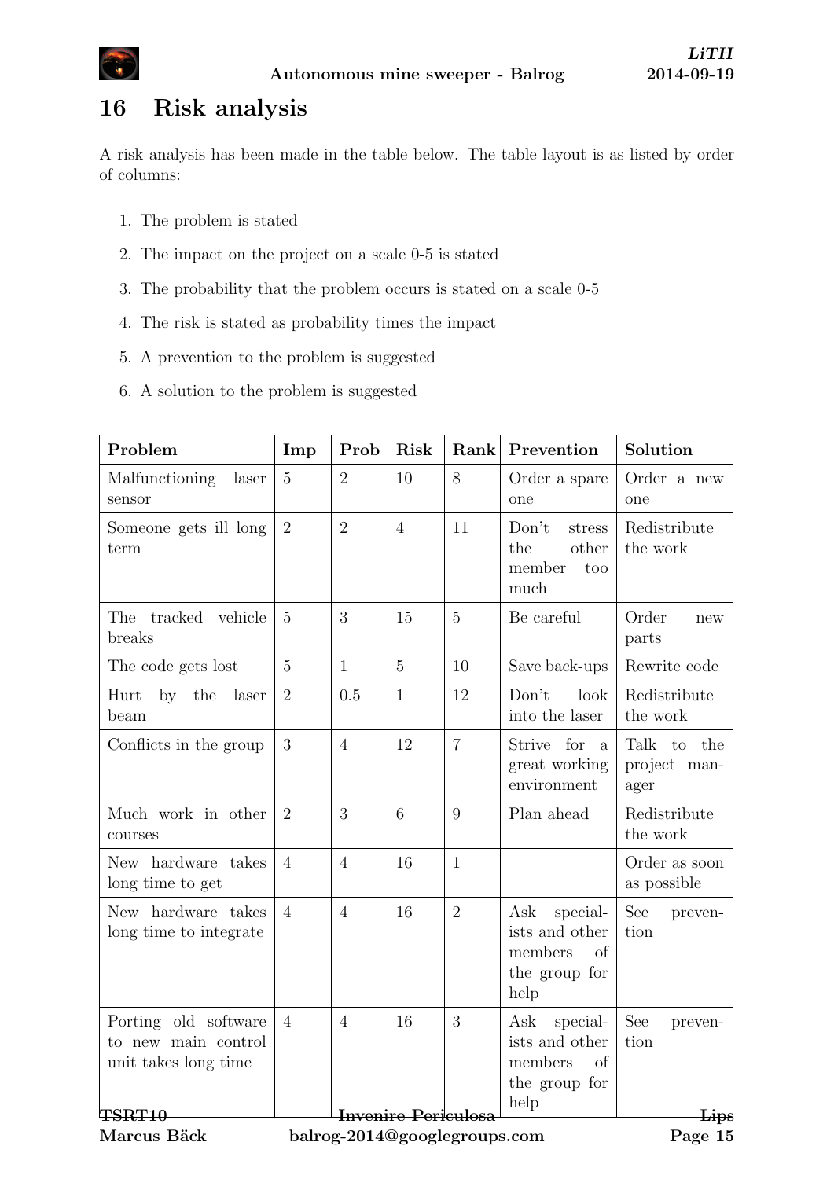# 16 Risk analysis

A risk analysis has been made in the table below. The table layout is as listed by order of columns:

1. The problem is stated
2. The impact on the project on a scale 0-5 is stated
3. The probability that the problem occurs is stated on a scale 0-5
4. The risk is stated as probability times the impact
5. A prevention to the problem is suggested
6. A solution to the problem is suggested

| Problem | Imp | Prob | Risk | Rank | Prevention | Solution |
|---|---|---|---|---|---|---|
| Malfunctioning laser sensor | 5 | 2 | 10 | 8 | Order a spare one | Order a new one |
| Someone gets ill long term | 2 | 2 | 4 | 11 | Don't stress the other member too much | Redistribute the work |
| The tracked vehicle breaks | 5 | 3 | 15 | 5 | Be careful | Order new parts |
| The code gets lost | 5 | 1 | 5 | 10 | Save back-ups | Rewrite code |
| Hurt by the laser beam | 2 | 0.5 | 1 | 12 | Don't look into the laser | Redistribute the work |
| Conflicts in the group | 3 | 4 | 12 | 7 | Strive for a great working environment | Talk to the project manager |
| Much work in other courses | 2 | 3 | 6 | 9 | Plan ahead | Redistribute the work |
| New hardware takes long time to get | 4 | 4 | 16 | 1 | | Order as soon as possible |
| New hardware takes long time to integrate | 4 | 4 | 16 | 2 | Ask specialists and other members of the group for help | See prevention |
| Porting old software to new main control unit takes long time | 4 | 4 | 16 | 3 | Ask specialists and other members of the group for help | See prevention |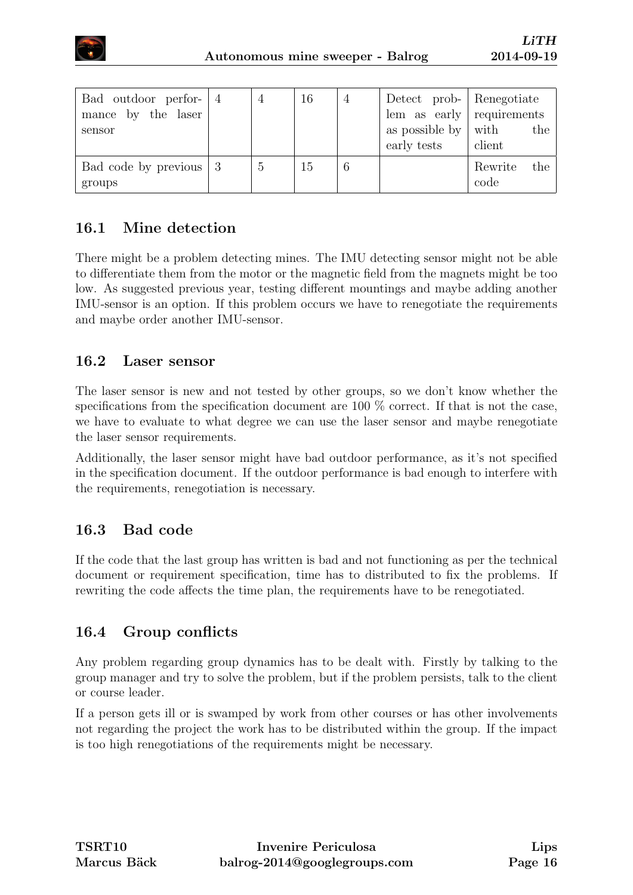| | | | | | | |
|---|---|---|---|---|---|---|
| Bad outdoor performance by the laser sensor | 4 | 4 | 16 | 4 | Detect problem as early as possible by early tests | Renegotiate requirements with the client |
| Bad code by previous groups | 3 | 5 | 15 | 6 | | Rewrite the code |

## 16.1 Mine detection

There might be a problem detecting mines. The IMU detecting sensor might not be able to differentiate them from the motor or the magnetic field from the magnets might be too low. As suggested previous year, testing different mountings and maybe adding another IMU-sensor is an option. If this problem occurs we have to renegotiate the requirements and maybe order another IMU-sensor.

## 16.2 Laser sensor

The laser sensor is new and not tested by other groups, so we don't know whether the specifications from the specification document are 100 % correct. If that is not the case, we have to evaluate to what degree we can use the laser sensor and maybe renegotiate the laser sensor requirements.

Additionally, the laser sensor might have bad outdoor performance, as it's not specified in the specification document. If the outdoor performance is bad enough to interfere with the requirements, renegotiation is necessary.

## 16.3 Bad code

If the code that the last group has written is bad and not functioning as per the technical document or requirement specification, time has to distributed to fix the problems. If rewriting the code affects the time plan, the requirements have to be renegotiated.

## 16.4 Group conflicts

Any problem regarding group dynamics has to be dealt with. Firstly by talking to the group manager and try to solve the problem, but if the problem persists, talk to the client or course leader.

If a person gets ill or is swamped by work from other courses or has other involvements not regarding the project the work has to be distributed within the group. If the impact is too high renegotiations of the requirements might be necessary.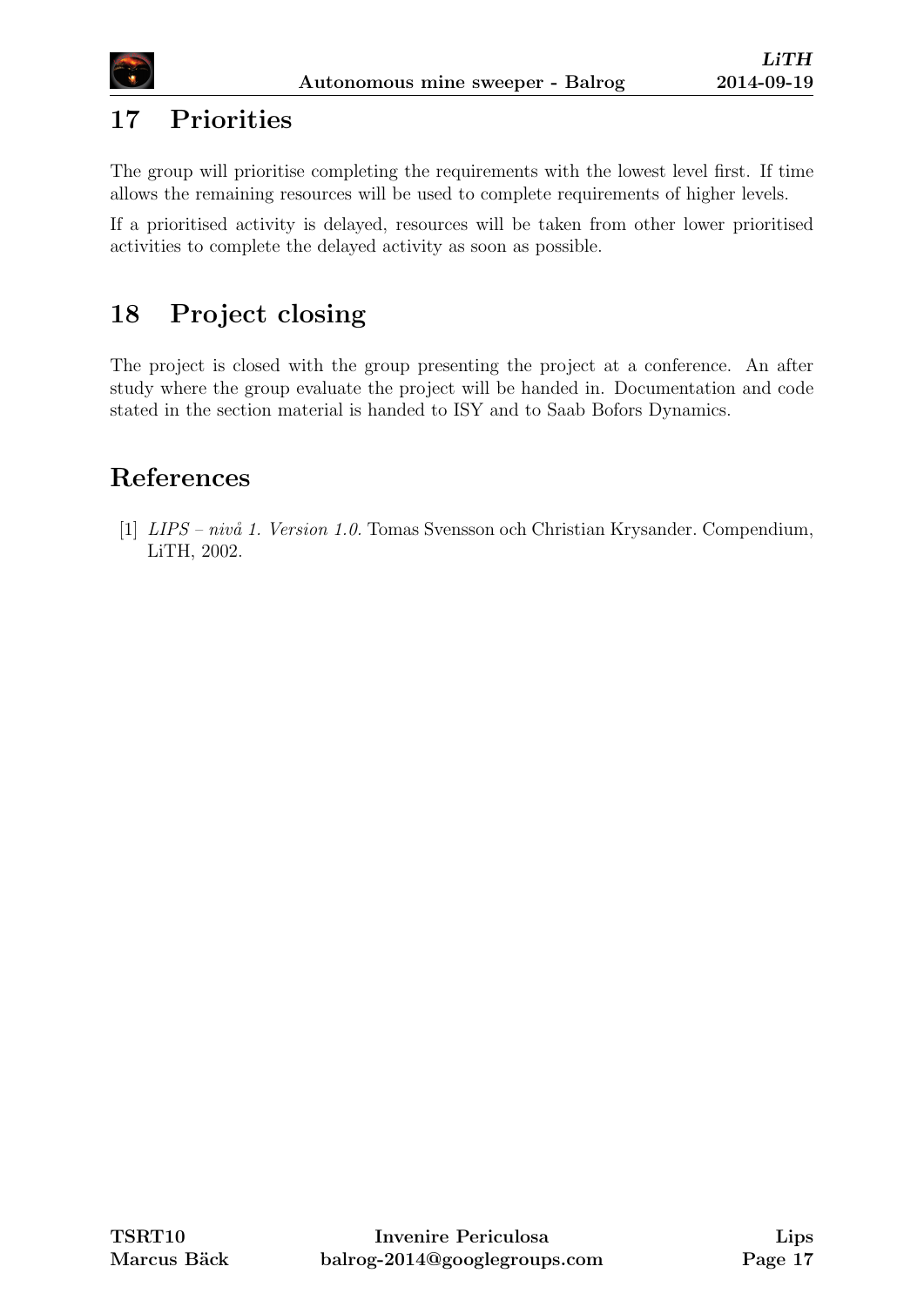## 17 Priorities

The group will prioritise completing the requirements with the lowest level first. If time allows the remaining resources will be used to complete requirements of higher levels.

If a prioritised activity is delayed, resources will be taken from other lower prioritised activities to complete the delayed activity as soon as possible.

## 18 Project closing

The project is closed with the group presenting the project at a conference. An after study where the group evaluate the project will be handed in. Documentation and code stated in the section material is handed to ISY and to Saab Bofors Dynamics.

## References

[1] *LIPS – nivå 1. Version 1.0.* Tomas Svensson och Christian Krysander. Compendium, LiTH, 2002.